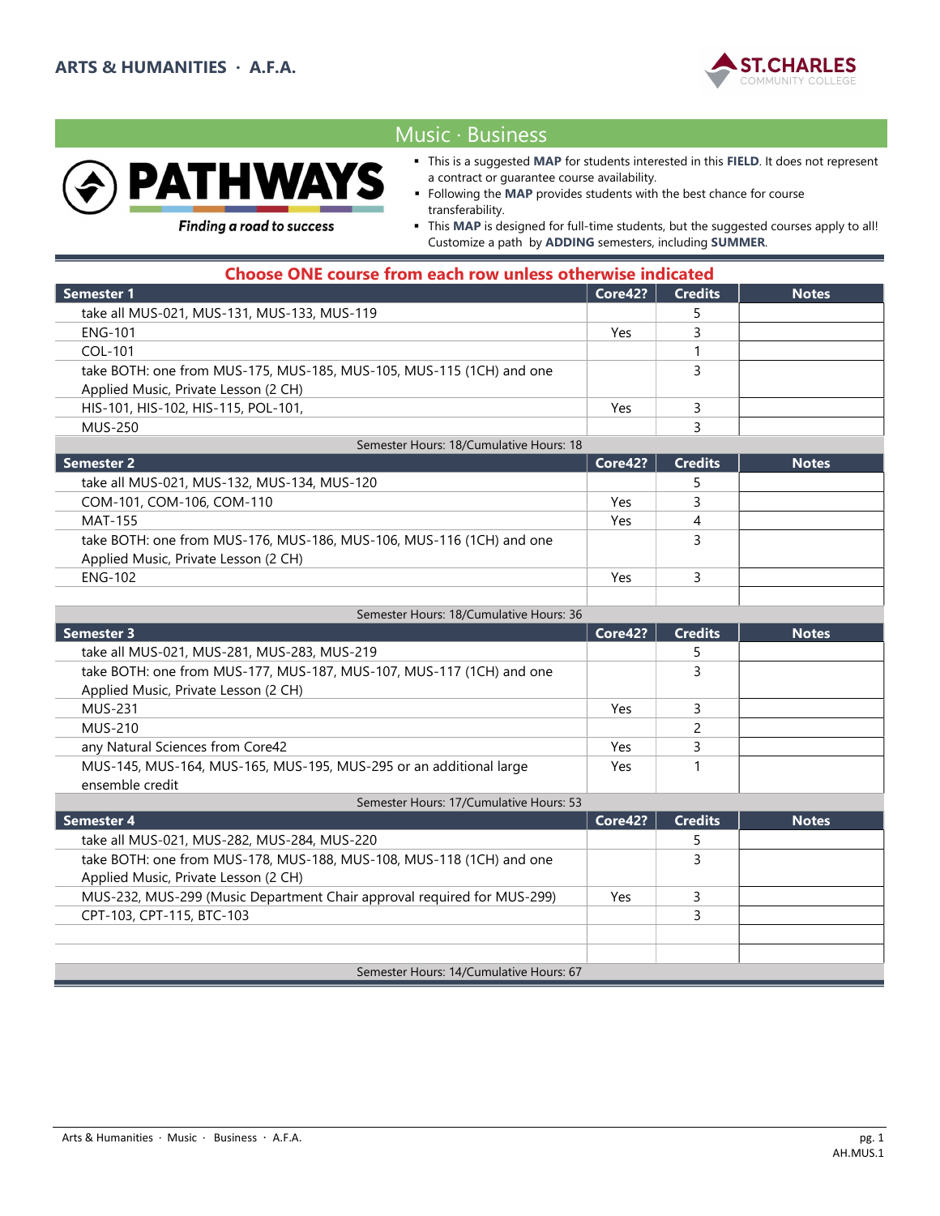ARTS & HUMANITIES · A.F.A.

ST.CHARLES COMMUNITY COLLEGE

# Music · Business

**PATHWAYS**

*Finding a road to success*

- This is a suggested **MAP** for students interested in this **FIELD**. It does not represent a contract or guarantee course availability.
- Following the **MAP** provides students with the best chance for course transferability.
- This **MAP** is designed for full-time students, but the suggested courses apply to all! Customize a path by **ADDING** semesters, including **SUMMER**.

## Choose ONE course from each row unless otherwise indicated

| Semester 1 | Core42? | Credits | Notes |
|---|---|---|---|
| take all MUS-021, MUS-131, MUS-133, MUS-119 | | 5 | |
| ENG-101 | Yes | 3 | |
| COL-101 | | 1 | |
| take BOTH: one from MUS-175, MUS-185, MUS-105, MUS-115 (1CH) and one Applied Music, Private Lesson (2 CH) | | 3 | |
| HIS-101, HIS-102, HIS-115, POL-101, | Yes | 3 | |
| MUS-250 | | 3 | |
| Semester Hours: 18/Cumulative Hours: 18 | | | |

| Semester 2 | Core42? | Credits | Notes |
|---|---|---|---|
| take all MUS-021, MUS-132, MUS-134, MUS-120 | | 5 | |
| COM-101, COM-106, COM-110 | Yes | 3 | |
| MAT-155 | Yes | 4 | |
| take BOTH: one from MUS-176, MUS-186, MUS-106, MUS-116 (1CH) and one Applied Music, Private Lesson (2 CH) | | 3 | |
| ENG-102 | Yes | 3 | |
| | | | |
| Semester Hours: 18/Cumulative Hours: 36 | | | |

| Semester 3 | Core42? | Credits | Notes |
|---|---|---|---|
| take all MUS-021, MUS-281, MUS-283, MUS-219 | | 5 | |
| take BOTH: one from MUS-177, MUS-187, MUS-107, MUS-117 (1CH) and one Applied Music, Private Lesson (2 CH) | | 3 | |
| MUS-231 | Yes | 3 | |
| MUS-210 | | 2 | |
| any Natural Sciences from Core42 | Yes | 3 | |
| MUS-145, MUS-164, MUS-165, MUS-195, MUS-295 or an additional large ensemble credit | Yes | 1 | |
| Semester Hours: 17/Cumulative Hours: 53 | | | |

| Semester 4 | Core42? | Credits | Notes |
|---|---|---|---|
| take all MUS-021, MUS-282, MUS-284, MUS-220 | | 5 | |
| take BOTH: one from MUS-178, MUS-188, MUS-108, MUS-118 (1CH) and one Applied Music, Private Lesson (2 CH) | | 3 | |
| MUS-232, MUS-299 (Music Department Chair approval required for MUS-299) | Yes | 3 | |
| CPT-103, CPT-115, BTC-103 | | 3 | |
| | | | |
| | | | |
| Semester Hours: 14/Cumulative Hours: 67 | | | |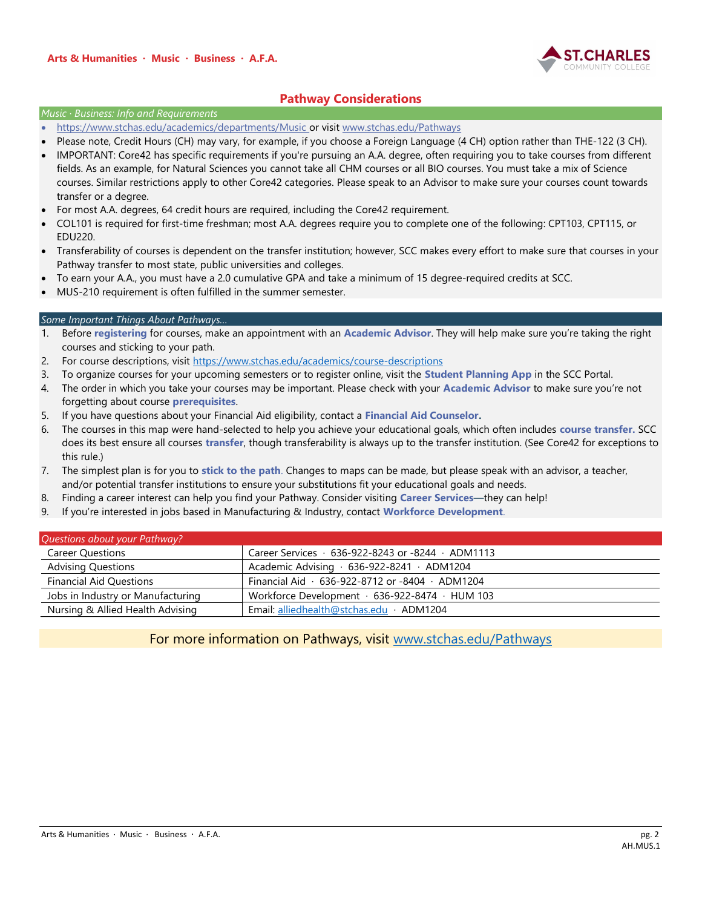## Pathway Considerations

*Music · Business: Info and Requirements*

- https://www.stchas.edu/academics/departments/Music or visit www.stchas.edu/Pathways
- Please note, Credit Hours (CH) may vary, for example, if you choose a Foreign Language (4 CH) option rather than THE-122 (3 CH).
- IMPORTANT: Core42 has specific requirements if you're pursuing an A.A. degree, often requiring you to take courses from different fields. As an example, for Natural Sciences you cannot take all CHM courses or all BIO courses. You must take a mix of Science courses. Similar restrictions apply to other Core42 categories. Please speak to an Advisor to make sure your courses count towards transfer or a degree.
- For most A.A. degrees, 64 credit hours are required, including the Core42 requirement.
- COL101 is required for first-time freshman; most A.A. degrees require you to complete one of the following: CPT103, CPT115, or EDU220.
- Transferability of courses is dependent on the transfer institution; however, SCC makes every effort to make sure that courses in your Pathway transfer to most state, public universities and colleges.
- To earn your A.A., you must have a 2.0 cumulative GPA and take a minimum of 15 degree-required credits at SCC.
- MUS-210 requirement is often fulfilled in the summer semester.

*Some Important Things About Pathways…*

1. Before **registering** for courses, make an appointment with an **Academic Advisor**. They will help make sure you're taking the right courses and sticking to your path.
2. For course descriptions, visit https://www.stchas.edu/academics/course-descriptions
3. To organize courses for your upcoming semesters or to register online, visit the **Student Planning App** in the SCC Portal.
4. The order in which you take your courses may be important. Please check with your **Academic Advisor** to make sure you're not forgetting about course **prerequisites**.
5. If you have questions about your Financial Aid eligibility, contact a **Financial Aid Counselor.**
6. The courses in this map were hand-selected to help you achieve your educational goals, which often includes **course transfer.** SCC does its best ensure all courses **transfer**, though transferability is always up to the transfer institution. (See Core42 for exceptions to this rule.)
7. The simplest plan is for you to **stick to the path**. Changes to maps can be made, but please speak with an advisor, a teacher, and/or potential transfer institutions to ensure your substitutions fit your educational goals and needs.
8. Finding a career interest can help you find your Pathway. Consider visiting **Career Services**—they can help!
9. If you're interested in jobs based in Manufacturing & Industry, contact **Workforce Development**.

| *Questions about your Pathway?* | |
|---|---|
| Career Questions | Career Services · 636-922-8243 or -8244 · ADM1113 |
| Advising Questions | Academic Advising · 636-922-8241 · ADM1204 |
| Financial Aid Questions | Financial Aid · 636-922-8712 or -8404 · ADM1204 |
| Jobs in Industry or Manufacturing | Workforce Development · 636-922-8474 · HUM 103 |
| Nursing & Allied Health Advising | Email: alliedhealth@stchas.edu · ADM1204 |

For more information on Pathways, visit www.stchas.edu/Pathways